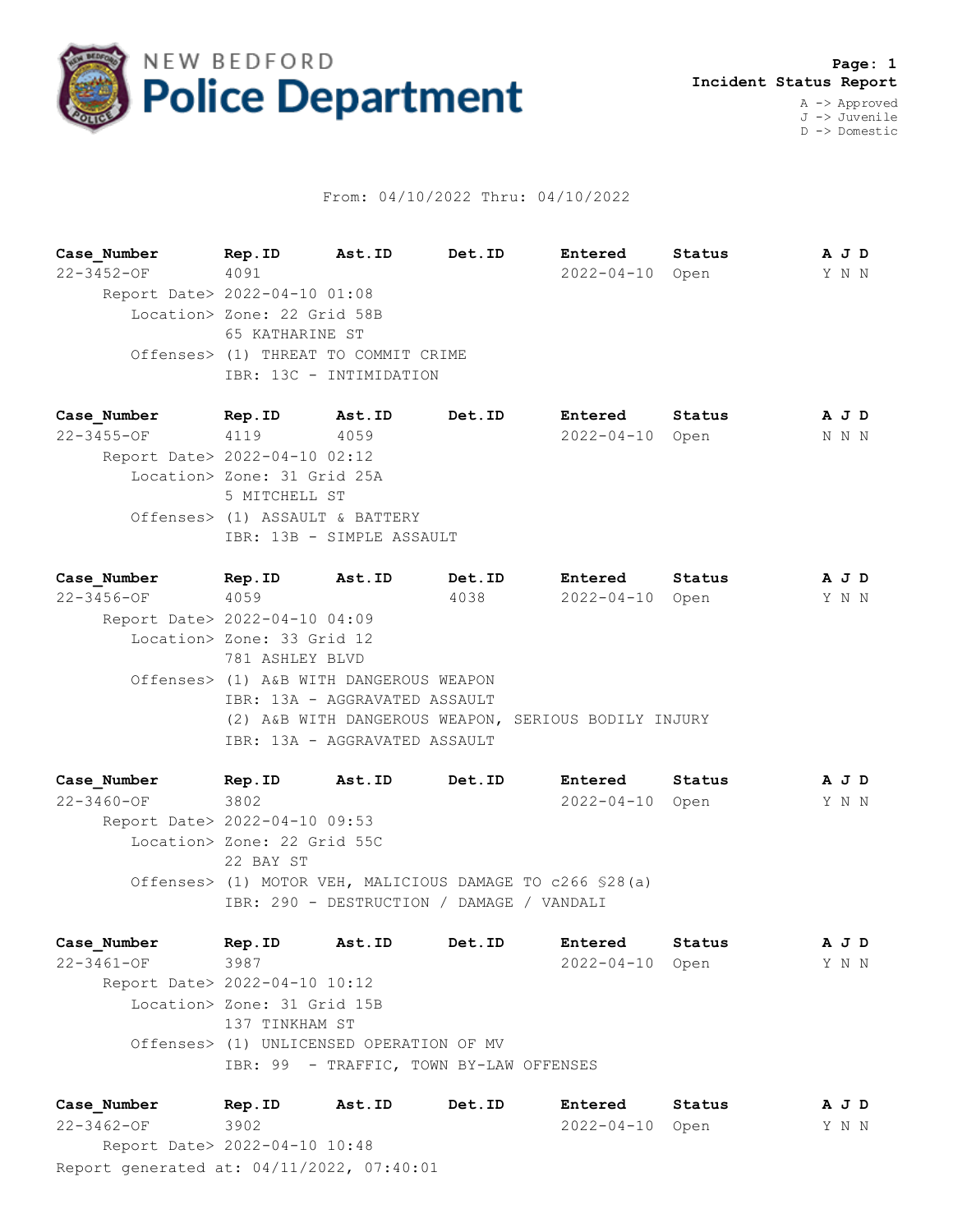# NEW BEDFORD Police Department

**Page: 1**
**Incident Status Report**

A -> Approved
J -> Juvenile
D -> Domestic

From: 04/10/2022 Thru: 04/10/2022

| Case_Number | Rep.ID | Ast.ID | Det.ID | Entered | Status | A J D |
|---|---|---|---|---|---|---|
| 22-3452-OF | 4091 | | | 2022-04-10 | Open | Y N N |

Report Date> 2022-04-10 01:08
Location> Zone: 22 Grid 58B
65 KATHARINE ST
Offenses> (1) THREAT TO COMMIT CRIME
IBR: 13C - INTIMIDATION

| Case_Number | Rep.ID | Ast.ID | Det.ID | Entered | Status | A J D |
|---|---|---|---|---|---|---|
| 22-3455-OF | 4119 | 4059 | | 2022-04-10 | Open | N N N |

Report Date> 2022-04-10 02:12
Location> Zone: 31 Grid 25A
5 MITCHELL ST
Offenses> (1) ASSAULT & BATTERY
IBR: 13B - SIMPLE ASSAULT

| Case_Number | Rep.ID | Ast.ID | Det.ID | Entered | Status | A J D |
|---|---|---|---|---|---|---|
| 22-3456-OF | 4059 | | 4038 | 2022-04-10 | Open | Y N N |

Report Date> 2022-04-10 04:09
Location> Zone: 33 Grid 12
781 ASHLEY BLVD
Offenses> (1) A&B WITH DANGEROUS WEAPON
IBR: 13A - AGGRAVATED ASSAULT
(2) A&B WITH DANGEROUS WEAPON, SERIOUS BODILY INJURY
IBR: 13A - AGGRAVATED ASSAULT

| Case_Number | Rep.ID | Ast.ID | Det.ID | Entered | Status | A J D |
|---|---|---|---|---|---|---|
| 22-3460-OF | 3802 | | | 2022-04-10 | Open | Y N N |

Report Date> 2022-04-10 09:53
Location> Zone: 22 Grid 55C
22 BAY ST
Offenses> (1) MOTOR VEH, MALICIOUS DAMAGE TO c266 §28(a)
IBR: 290 - DESTRUCTION / DAMAGE / VANDALI

| Case_Number | Rep.ID | Ast.ID | Det.ID | Entered | Status | A J D |
|---|---|---|---|---|---|---|
| 22-3461-OF | 3987 | | | 2022-04-10 | Open | Y N N |

Report Date> 2022-04-10 10:12
Location> Zone: 31 Grid 15B
137 TINKHAM ST
Offenses> (1) UNLICENSED OPERATION OF MV
IBR: 99 - TRAFFIC, TOWN BY-LAW OFFENSES

| Case_Number | Rep.ID | Ast.ID | Det.ID | Entered | Status | A J D |
|---|---|---|---|---|---|---|
| 22-3462-OF | 3902 | | | 2022-04-10 | Open | Y N N |

Report Date> 2022-04-10 10:48

Report generated at: 04/11/2022, 07:40:01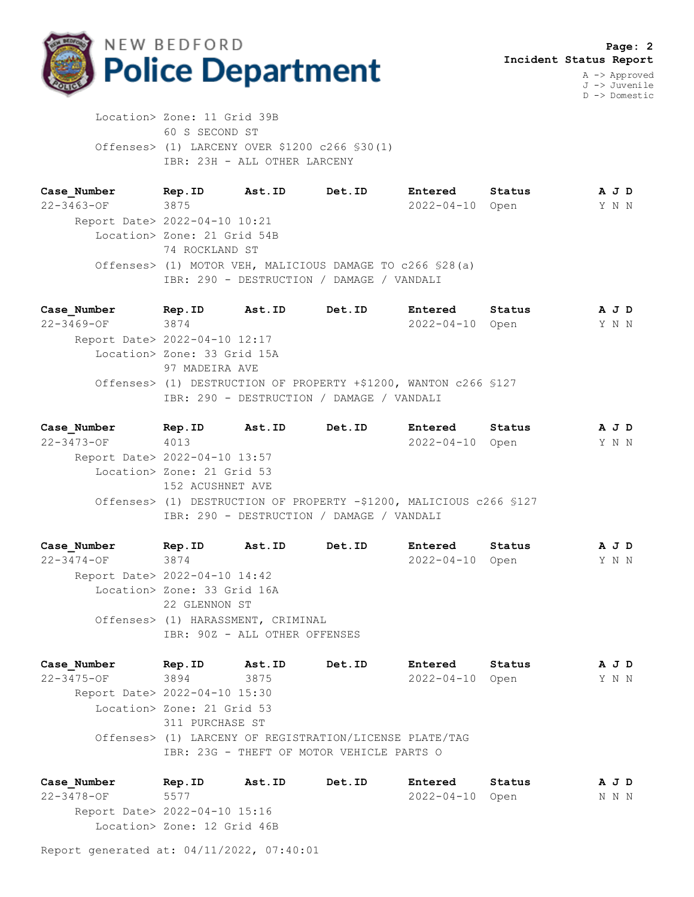**Page: 2**
**Incident Status Report**

A -> Approved
J -> Juvenile
D -> Domestic

Location> Zone: 11 Grid 39B
60 S SECOND ST
Offenses> (1) LARCENY OVER $1200 c266 §30(1)
IBR: 23H - ALL OTHER LARCENY

| Case_Number | Rep.ID | Ast.ID | Det.ID | Entered | Status | A J D |
|---|---|---|---|---|---|---|
| 22-3463-OF | 3875 | | | 2022-04-10 | Open | Y N N |

Report Date> 2022-04-10 10:21
Location> Zone: 21 Grid 54B
74 ROCKLAND ST
Offenses> (1) MOTOR VEH, MALICIOUS DAMAGE TO c266 §28(a)
IBR: 290 - DESTRUCTION / DAMAGE / VANDALI

| Case_Number | Rep.ID | Ast.ID | Det.ID | Entered | Status | A J D |
|---|---|---|---|---|---|---|
| 22-3469-OF | 3874 | | | 2022-04-10 | Open | Y N N |

Report Date> 2022-04-10 12:17
Location> Zone: 33 Grid 15A
97 MADEIRA AVE
Offenses> (1) DESTRUCTION OF PROPERTY +$1200, WANTON c266 §127
IBR: 290 - DESTRUCTION / DAMAGE / VANDALI

| Case_Number | Rep.ID | Ast.ID | Det.ID | Entered | Status | A J D |
|---|---|---|---|---|---|---|
| 22-3473-OF | 4013 | | | 2022-04-10 | Open | Y N N |

Report Date> 2022-04-10 13:57
Location> Zone: 21 Grid 53
152 ACUSHNET AVE
Offenses> (1) DESTRUCTION OF PROPERTY -$1200, MALICIOUS c266 §127
IBR: 290 - DESTRUCTION / DAMAGE / VANDALI

| Case_Number | Rep.ID | Ast.ID | Det.ID | Entered | Status | A J D |
|---|---|---|---|---|---|---|
| 22-3474-OF | 3874 | | | 2022-04-10 | Open | Y N N |

Report Date> 2022-04-10 14:42
Location> Zone: 33 Grid 16A
22 GLENNON ST
Offenses> (1) HARASSMENT, CRIMINAL
IBR: 90Z - ALL OTHER OFFENSES

| Case_Number | Rep.ID | Ast.ID | Det.ID | Entered | Status | A J D |
|---|---|---|---|---|---|---|
| 22-3475-OF | 3894 | 3875 | | 2022-04-10 | Open | Y N N |

Report Date> 2022-04-10 15:30
Location> Zone: 21 Grid 53
311 PURCHASE ST
Offenses> (1) LARCENY OF REGISTRATION/LICENSE PLATE/TAG
IBR: 23G - THEFT OF MOTOR VEHICLE PARTS O

| Case_Number | Rep.ID | Ast.ID | Det.ID | Entered | Status | A J D |
|---|---|---|---|---|---|---|
| 22-3478-OF | 5577 | | | 2022-04-10 | Open | N N N |

Report Date> 2022-04-10 15:16
Location> Zone: 12 Grid 46B

Report generated at: 04/11/2022, 07:40:01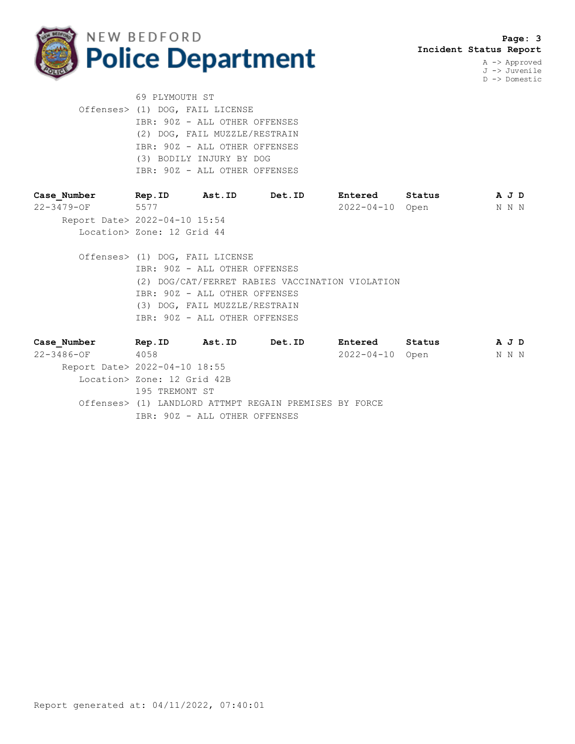69 PLYMOUTH ST

Offenses> (1) DOG, FAIL LICENSE
IBR: 90Z - ALL OTHER OFFENSES
(2) DOG, FAIL MUZZLE/RESTRAIN
IBR: 90Z - ALL OTHER OFFENSES
(3) BODILY INJURY BY DOG
IBR: 90Z - ALL OTHER OFFENSES

| Case_Number | Rep.ID | Ast.ID | Det.ID | Entered | Status | A J D |
|---|---|---|---|---|---|---|
| 22-3479-OF | 5577 | | | 2022-04-10 | Open | N N N |

Report Date> 2022-04-10 15:54
Location> Zone: 12 Grid 44

Offenses> (1) DOG, FAIL LICENSE
IBR: 90Z - ALL OTHER OFFENSES
(2) DOG/CAT/FERRET RABIES VACCINATION VIOLATION
IBR: 90Z - ALL OTHER OFFENSES
(3) DOG, FAIL MUZZLE/RESTRAIN
IBR: 90Z - ALL OTHER OFFENSES

| Case_Number | Rep.ID | Ast.ID | Det.ID | Entered | Status | A J D |
|---|---|---|---|---|---|---|
| 22-3486-OF | 4058 | | | 2022-04-10 | Open | N N N |

Report Date> 2022-04-10 18:55
Location> Zone: 12 Grid 42B
195 TREMONT ST
Offenses> (1) LANDLORD ATTMPT REGAIN PREMISES BY FORCE
IBR: 90Z - ALL OTHER OFFENSES

Report generated at: 04/11/2022, 07:40:01